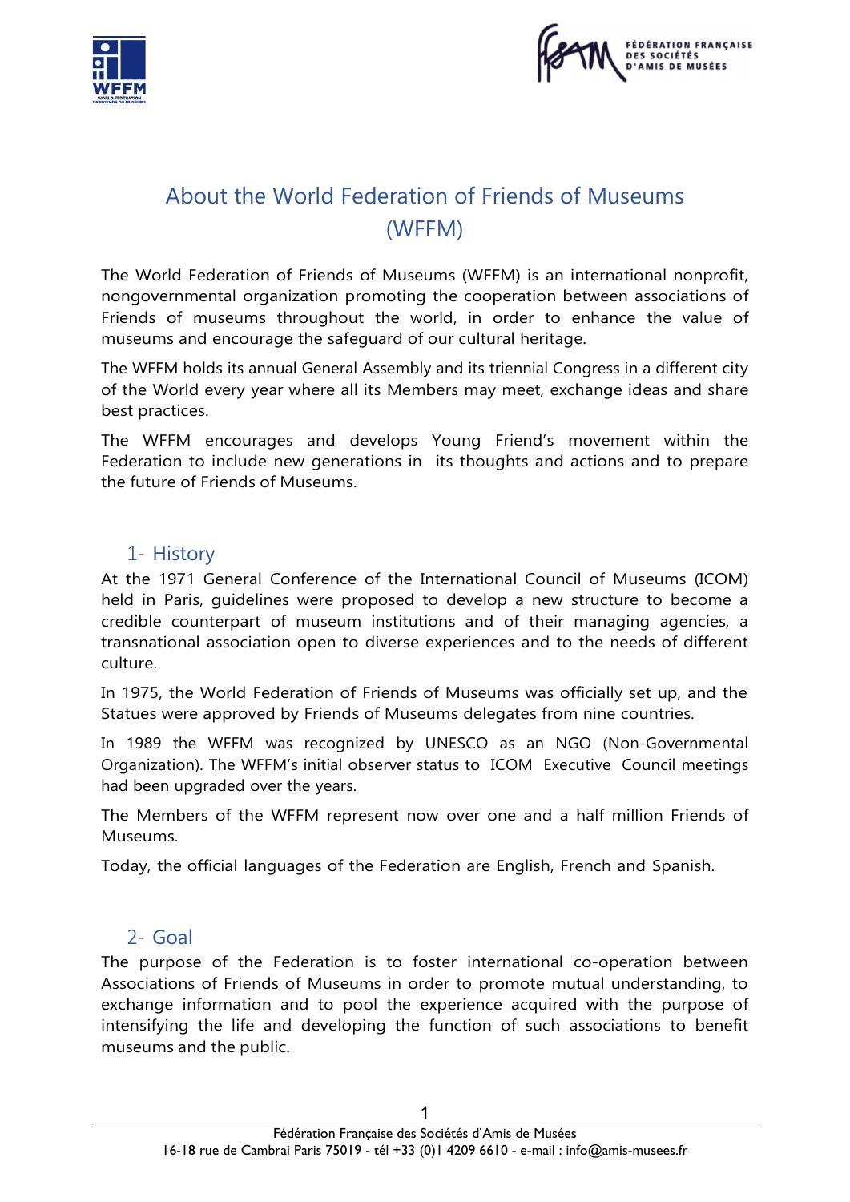# About the World Federation of Friends of Museums (WFFM)

The World Federation of Friends of Museums (WFFM) is an international nonprofit, nongovernmental organization promoting the cooperation between associations of Friends of museums throughout the world, in order to enhance the value of museums and encourage the safeguard of our cultural heritage.

The WFFM holds its annual General Assembly and its triennial Congress in a different city of the World every year where all its Members may meet, exchange ideas and share best practices.

The WFFM encourages and develops Young Friend's movement within the Federation to include new generations in its thoughts and actions and to prepare the future of Friends of Museums.

## 1- History

At the 1971 General Conference of the International Council of Museums (ICOM) held in Paris, guidelines were proposed to develop a new structure to become a credible counterpart of museum institutions and of their managing agencies, a transnational association open to diverse experiences and to the needs of different culture.

In 1975, the World Federation of Friends of Museums was officially set up, and the Statues were approved by Friends of Museums delegates from nine countries.

In 1989 the WFFM was recognized by UNESCO as an NGO (Non-Governmental Organization). The WFFM's initial observer status to ICOM Executive Council meetings had been upgraded over the years.

The Members of the WFFM represent now over one and a half million Friends of Museums.

Today, the official languages of the Federation are English, French and Spanish.

## 2- Goal

The purpose of the Federation is to foster international co-operation between Associations of Friends of Museums in order to promote mutual understanding, to exchange information and to pool the experience acquired with the purpose of intensifying the life and developing the function of such associations to benefit museums and the public.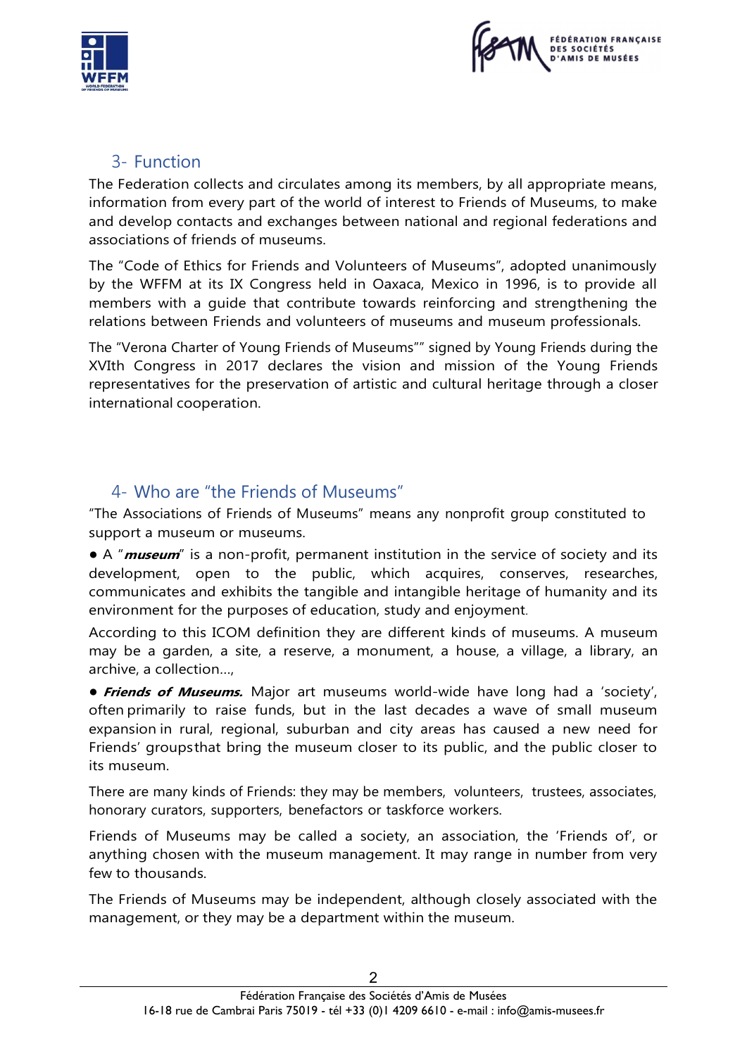## 3- Function

The Federation collects and circulates among its members, by all appropriate means, information from every part of the world of interest to Friends of Museums, to make and develop contacts and exchanges between national and regional federations and associations of friends of museums.

The "Code of Ethics for Friends and Volunteers of Museums", adopted unanimously by the WFFM at its IX Congress held in Oaxaca, Mexico in 1996, is to provide all members with a guide that contribute towards reinforcing and strengthening the relations between Friends and volunteers of museums and museum professionals.

The "Verona Charter of Young Friends of Museums"" signed by Young Friends during the XVIth Congress in 2017 declares the vision and mission of the Young Friends representatives for the preservation of artistic and cultural heritage through a closer international cooperation.

## 4- Who are "the Friends of Museums"

"The Associations of Friends of Museums" means any nonprofit group constituted to support a museum or museums.

● A "***museum***" is a non-profit, permanent institution in the service of society and its development, open to the public, which acquires, conserves, researches, communicates and exhibits the tangible and intangible heritage of humanity and its environment for the purposes of education, study and enjoyment.

According to this ICOM definition they are different kinds of museums. A museum may be a garden, a site, a reserve, a monument, a house, a village, a library, an archive, a collection...,

● ***Friends of Museums.*** Major art museums world-wide have long had a 'society', often primarily to raise funds, but in the last decades a wave of small museum expansion in rural, regional, suburban and city areas has caused a new need for Friends' groupsthat bring the museum closer to its public, and the public closer to its museum.

There are many kinds of Friends: they may be members, volunteers, trustees, associates, honorary curators, supporters, benefactors or taskforce workers.

Friends of Museums may be called a society, an association, the 'Friends of', or anything chosen with the museum management. It may range in number from very few to thousands.

The Friends of Museums may be independent, although closely associated with the management, or they may be a department within the museum.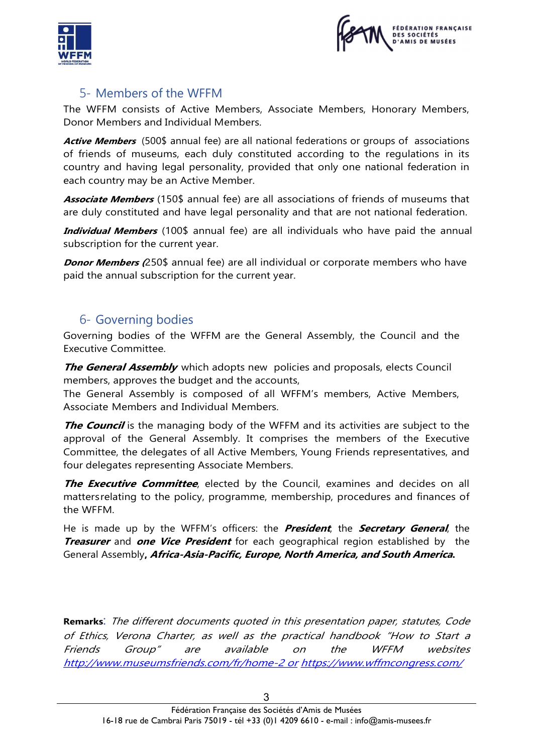## 5- Members of the WFFM

The WFFM consists of Active Members, Associate Members, Honorary Members, Donor Members and Individual Members.

***Active Members*** (500$ annual fee) are all national federations or groups of associations of friends of museums, each duly constituted according to the regulations in its country and having legal personality, provided that only one national federation in each country may be an Active Member.

***Associate Members*** (150$ annual fee) are all associations of friends of museums that are duly constituted and have legal personality and that are not national federation.

***Individual Members*** (100$ annual fee) are all individuals who have paid the annual subscription for the current year.

***Donor Members (***250$ annual fee) are all individual or corporate members who have paid the annual subscription for the current year.

## 6- Governing bodies

Governing bodies of the WFFM are the General Assembly, the Council and the Executive Committee.

***The General Assembly*** which adopts new policies and proposals, elects Council members, approves the budget and the accounts,
The General Assembly is composed of all WFFM's members, Active Members, Associate Members and Individual Members.

***The Council*** is the managing body of the WFFM and its activities are subject to the approval of the General Assembly. It comprises the members of the Executive Committee, the delegates of all Active Members, Young Friends representatives, and four delegates representing Associate Members.

***The Executive Committee***, elected by the Council, examines and decides on all mattersrelating to the policy, programme, membership, procedures and finances of the WFFM.

He is made up by the WFFM's officers: the ***President***, the ***Secretary General***, the ***Treasurer*** and ***one Vice President*** for each geographical region established by the General Assembly**, *Africa-Asia-Pacific, Europe, North America, and South America*.**

**Remarks**: *The different documents quoted in this presentation paper, statutes, Code of Ethics, Verona Charter, as well as the practical handbook "How to Start a Friends Group" are available on the WFFM websites [http://www.museumsfriends.com/fr/home-2 or](http://www.museumsfriends.com/fr/home-2) [https://www.wffmcongress.com/](https://www.wffmcongress.com/)*